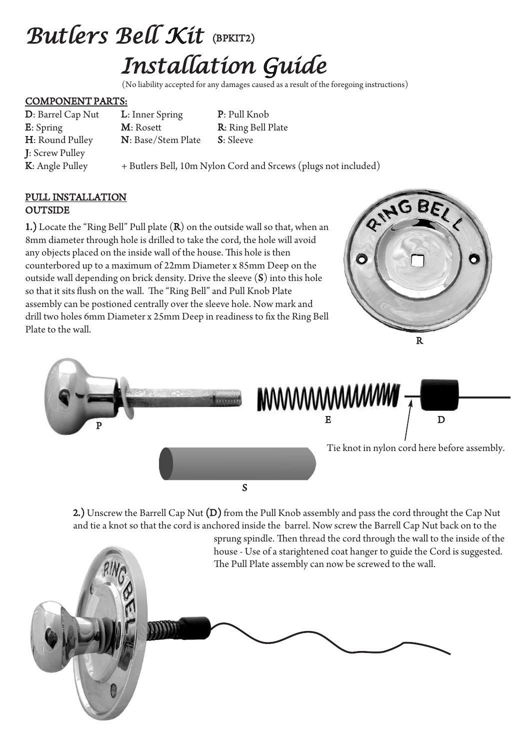# *Butlers Bell Kit* (BPKIT2)

# *Installation Guide*

(No liability accepted for any damages caused as a result of the foregoing instructions)

## COMPONENT PARTS:

| | | |
|---|---|---|
| **D**: Barrel Cap Nut | **L**: Inner Spring | **P**: Pull Knob |
| **E**: Spring | **M**: Rosett | **R**: Ring Bell Plate |
| **H**: Round Pulley | **N**: Base/Stem Plate | **S**: Sleeve |
| **J**: Screw Pulley | | |
| **K**: Angle Pulley | + Butlers Bell, 10m Nylon Cord and Srcews (plugs not included) | |

## PULL INSTALLATION

### OUTSIDE

**1.)** Locate the "Ring Bell" Pull plate (**R**) on the outside wall so that, when an 8mm diameter through hole is drilled to take the cord, the hole will avoid any objects placed on the inside wall of the house. This hole is then counterbored up to a maximum of 22mm Diameter x 85mm Deep on the outside wall depending on brick density. Drive the sleeve (**S**) into this hole so that it sits flush on the wall. The "Ring Bell" and Pull Knob Plate assembly can be postioned centrally over the sleeve hole. Now mark and drill two holes 6mm Diameter x 25mm Deep in readiness to fix the Ring Bell Plate to the wall.

R

P E D

Tie knot in nylon cord here before assembly.

S

**2.)** Unscrew the Barrell Cap Nut (**D**) from the Pull Knob assembly and pass the cord throught the Cap Nut and tie a knot so that the cord is anchored inside the barrel. Now screw the Barrell Cap Nut back on to the sprung spindle. Then thread the cord through the wall to the inside of the house - Use of a starightened coat hanger to guide the Cord is suggested. The Pull Plate assembly can now be screwed to the wall.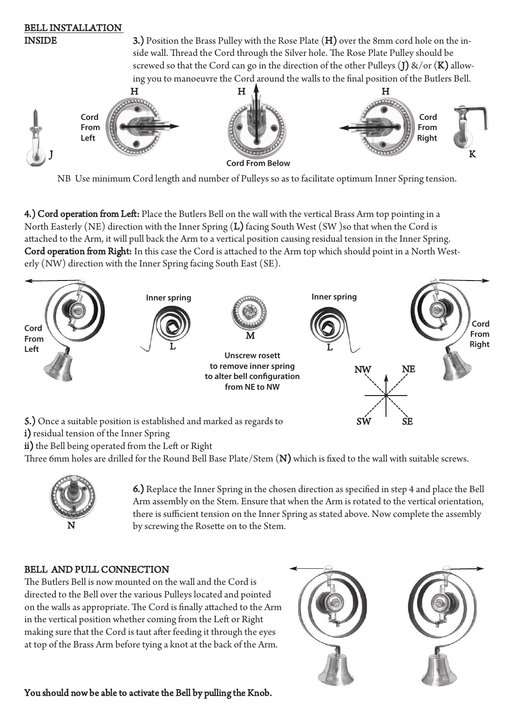## BELL INSTALLATION

### INSIDE

**3.)** Position the Brass Pulley with the Rose Plate (**H**) over the 8mm cord hole on the inside wall. Thread the Cord through the Silver hole. The Rose Plate Pulley should be screwed so that the Cord can go in the direction of the other Pulleys (**J**) &/or (**K**) allowing you to manoeuvre the Cord around the walls to the final position of the Butlers Bell.

H H H

J

Cord From Left

Cord From Below

Cord From Right

K

NB Use minimum Cord length and number of Pulleys so as to facilitate optimum Inner Spring tension.

**4.) Cord operation from Left:** Place the Butlers Bell on the wall with the vertical Brass Arm top pointing in a North Easterly (NE) direction with the Inner Spring (**L**) facing South West (SW )so that when the Cord is attached to the Arm, it will pull back the Arm to a vertical position causing residual tension in the Inner Spring.
**Cord operation from Right:** In this case the Cord is attached to the Arm top which should point in a North Westerly (NW) direction with the Inner Spring facing South East (SE).

Cord From Left

Inner spring

L

M

Unscrew rosett to remove inner spring to alter bell configuration from NE to NW

Inner spring

L

NW NE SW SE

Cord From Right

**5.)** Once a suitable position is established and marked as regards to
**i)** residual tension of the Inner Spring
**ii)** the Bell being operated from the Left or Right
Three 6mm holes are drilled for the Round Bell Base Plate/Stem (**N**) which is fixed to the wall with suitable screws.

N

**6.)** Replace the Inner Spring in the chosen direction as specified in step 4 and place the Bell Arm assembly on the Stem. Ensure that when the Arm is rotated to the vertical orientation, there is sufficient tension on the Inner Spring as stated above. Now complete the assembly by screwing the Rosette on to the Stem.

## BELL AND PULL CONNECTION

The Butlers Bell is now mounted on the wall and the Cord is directed to the Bell over the various Pulleys located and pointed on the walls as appropriate. The Cord is finally attached to the Arm in the vertical position whether coming from the Left or Right making sure that the Cord is taut after feeding it through the eyes at top of the Brass Arm before tying a knot at the back of the Arm.

**You should now be able to activate the Bell by pulling the Knob.**